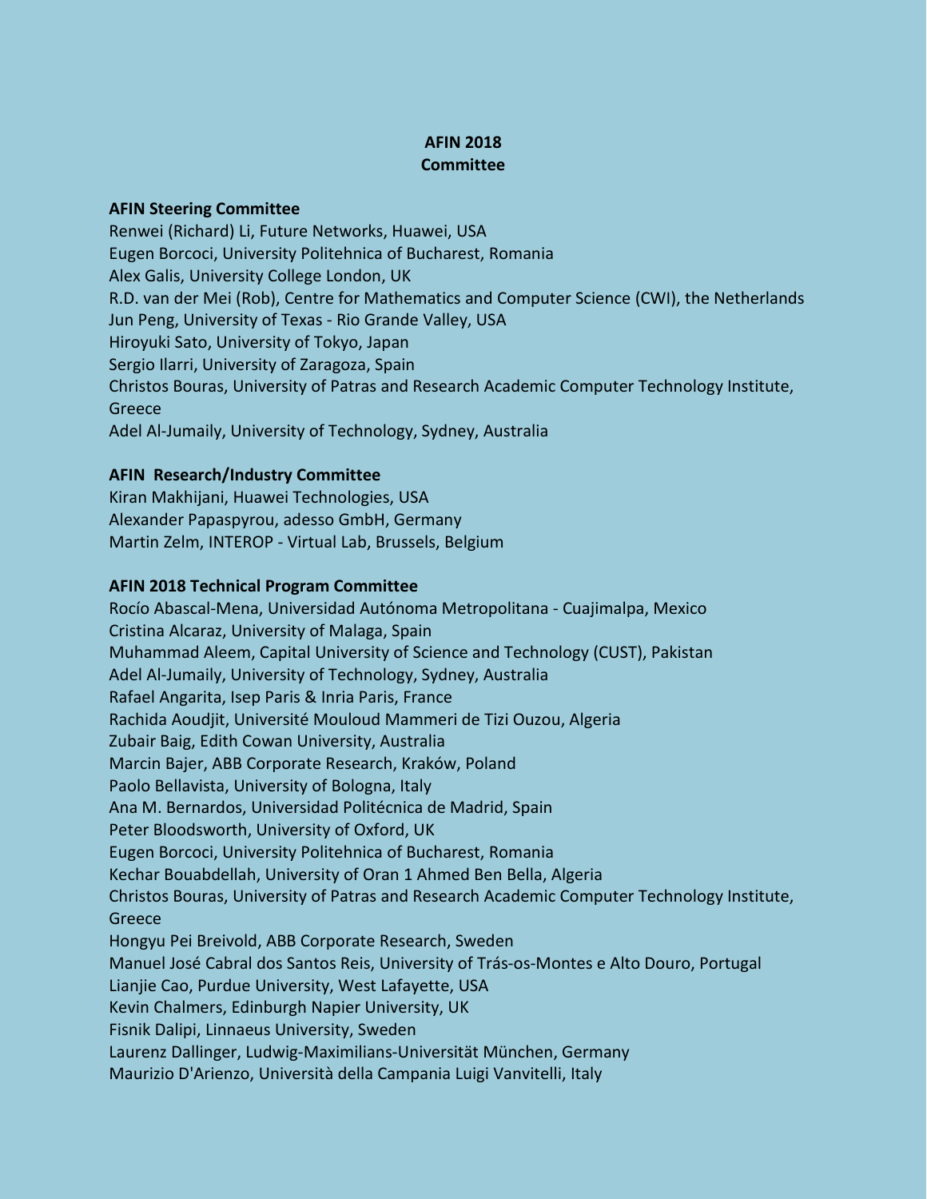# AFIN 2018
## Committee

**AFIN Steering Committee**

Renwei (Richard) Li, Future Networks, Huawei, USA
Eugen Borcoci, University Politehnica of Bucharest, Romania
Alex Galis, University College London, UK
R.D. van der Mei (Rob), Centre for Mathematics and Computer Science (CWI), the Netherlands
Jun Peng, University of Texas - Rio Grande Valley, USA
Hiroyuki Sato, University of Tokyo, Japan
Sergio Ilarri, University of Zaragoza, Spain
Christos Bouras, University of Patras and Research Academic Computer Technology Institute, Greece
Adel Al-Jumaily, University of Technology, Sydney, Australia

**AFIN Research/Industry Committee**

Kiran Makhijani, Huawei Technologies, USA
Alexander Papaspyrou, adesso GmbH, Germany
Martin Zelm, INTEROP - Virtual Lab, Brussels, Belgium

**AFIN 2018 Technical Program Committee**

Rocío Abascal-Mena, Universidad Autónoma Metropolitana - Cuajimalpa, Mexico
Cristina Alcaraz, University of Malaga, Spain
Muhammad Aleem, Capital University of Science and Technology (CUST), Pakistan
Adel Al-Jumaily, University of Technology, Sydney, Australia
Rafael Angarita, Isep Paris & Inria Paris, France
Rachida Aoudjit, Université Mouloud Mammeri de Tizi Ouzou, Algeria
Zubair Baig, Edith Cowan University, Australia
Marcin Bajer, ABB Corporate Research, Kraków, Poland
Paolo Bellavista, University of Bologna, Italy
Ana M. Bernardos, Universidad Politécnica de Madrid, Spain
Peter Bloodsworth, University of Oxford, UK
Eugen Borcoci, University Politehnica of Bucharest, Romania
Kechar Bouabdellah, University of Oran 1 Ahmed Ben Bella, Algeria
Christos Bouras, University of Patras and Research Academic Computer Technology Institute, Greece
Hongyu Pei Breivold, ABB Corporate Research, Sweden
Manuel José Cabral dos Santos Reis, University of Trás-os-Montes e Alto Douro, Portugal
Lianjie Cao, Purdue University, West Lafayette, USA
Kevin Chalmers, Edinburgh Napier University, UK
Fisnik Dalipi, Linnaeus University, Sweden
Laurenz Dallinger, Ludwig-Maximilians-Universität München, Germany
Maurizio D'Arienzo, Università della Campania Luigi Vanvitelli, Italy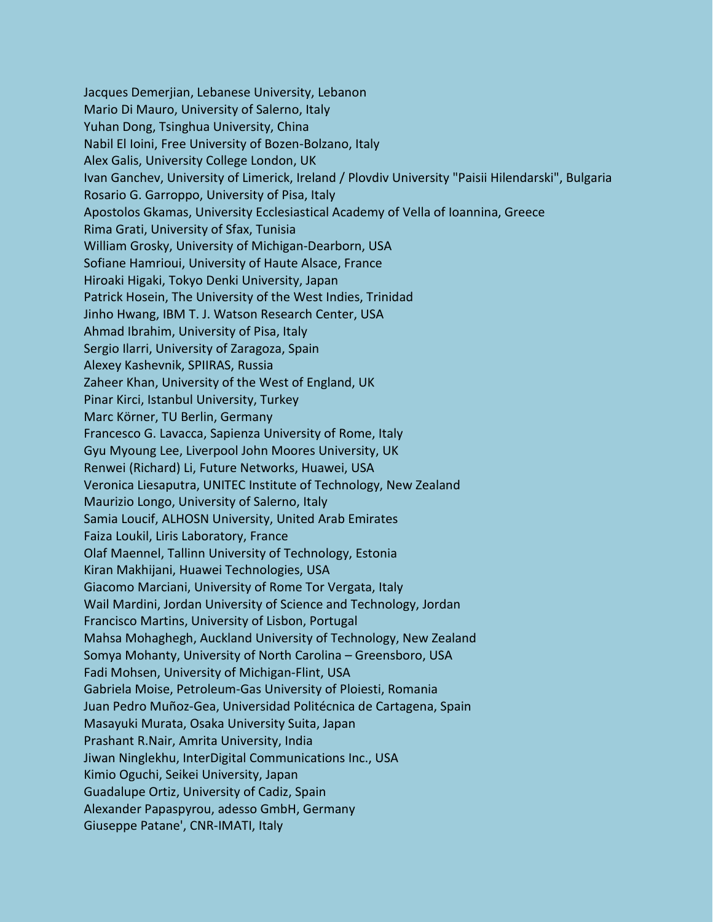Jacques Demerjian, Lebanese University, Lebanon
Mario Di Mauro, University of Salerno, Italy
Yuhan Dong, Tsinghua University, China
Nabil El Ioini, Free University of Bozen-Bolzano, Italy
Alex Galis, University College London, UK
Ivan Ganchev, University of Limerick, Ireland / Plovdiv University "Paisii Hilendarski", Bulgaria
Rosario G. Garroppo, University of Pisa, Italy
Apostolos Gkamas, University Ecclesiastical Academy of Vella of Ioannina, Greece
Rima Grati, University of Sfax, Tunisia
William Grosky, University of Michigan-Dearborn, USA
Sofiane Hamrioui, University of Haute Alsace, France
Hiroaki Higaki, Tokyo Denki University, Japan
Patrick Hosein, The University of the West Indies, Trinidad
Jinho Hwang, IBM T. J. Watson Research Center, USA
Ahmad Ibrahim, University of Pisa, Italy
Sergio Ilarri, University of Zaragoza, Spain
Alexey Kashevnik, SPIIRAS, Russia
Zaheer Khan, University of the West of England, UK
Pinar Kirci, Istanbul University, Turkey
Marc Körner, TU Berlin, Germany
Francesco G. Lavacca, Sapienza University of Rome, Italy
Gyu Myoung Lee, Liverpool John Moores University, UK
Renwei (Richard) Li, Future Networks, Huawei, USA
Veronica Liesaputra, UNITEC Institute of Technology, New Zealand
Maurizio Longo, University of Salerno, Italy
Samia Loucif, ALHOSN University, United Arab Emirates
Faiza Loukil, Liris Laboratory, France
Olaf Maennel, Tallinn University of Technology, Estonia
Kiran Makhijani, Huawei Technologies, USA
Giacomo Marciani, University of Rome Tor Vergata, Italy
Wail Mardini, Jordan University of Science and Technology, Jordan
Francisco Martins, University of Lisbon, Portugal
Mahsa Mohaghegh, Auckland University of Technology, New Zealand
Somya Mohanty, University of North Carolina – Greensboro, USA
Fadi Mohsen, University of Michigan-Flint, USA
Gabriela Moise, Petroleum-Gas University of Ploiesti, Romania
Juan Pedro Muñoz-Gea, Universidad Politécnica de Cartagena, Spain
Masayuki Murata, Osaka University Suita, Japan
Prashant R.Nair, Amrita University, India
Jiwan Ninglekhu, InterDigital Communications Inc., USA
Kimio Oguchi, Seikei University, Japan
Guadalupe Ortiz, University of Cadiz, Spain
Alexander Papaspyrou, adesso GmbH, Germany
Giuseppe Patane', CNR-IMATI, Italy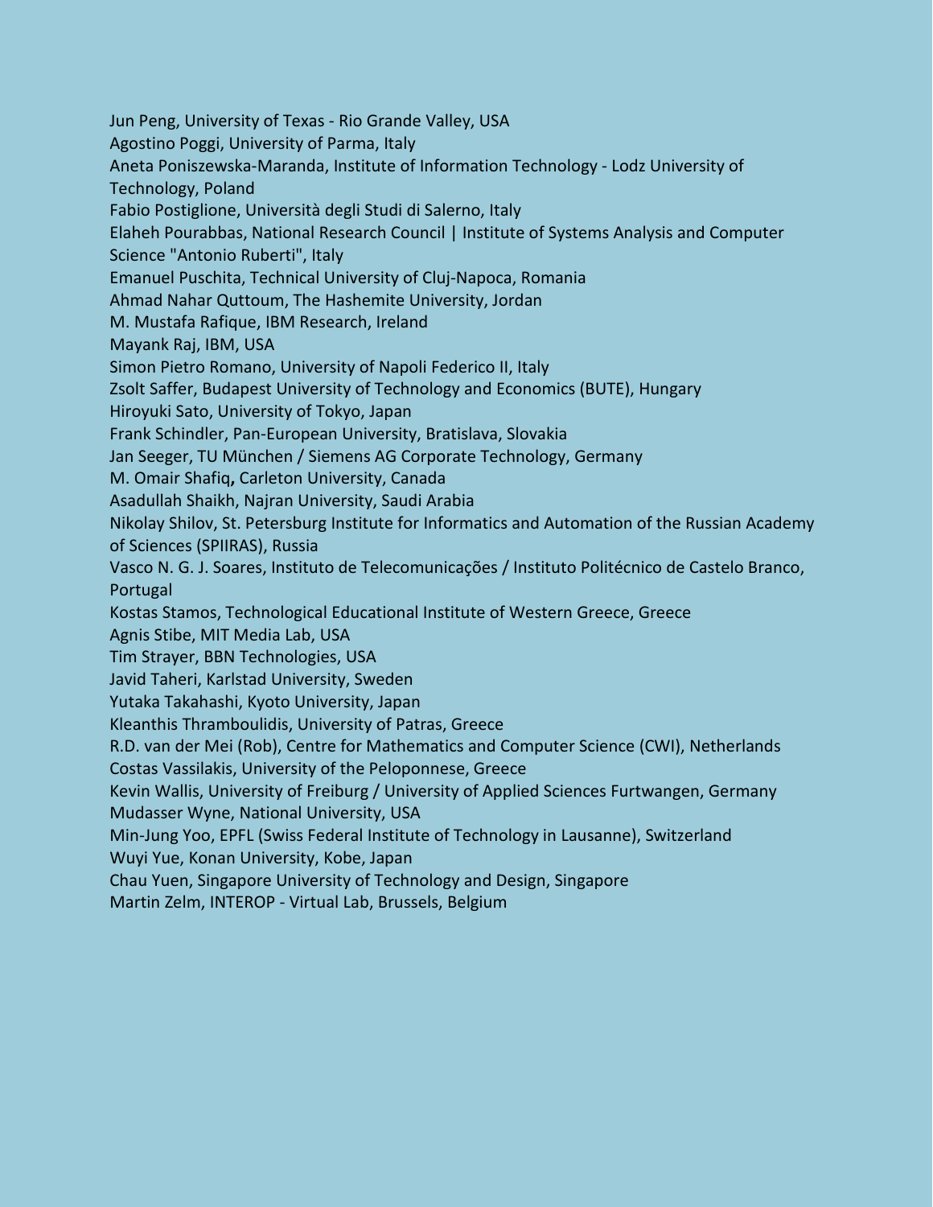Jun Peng, University of Texas - Rio Grande Valley, USA
Agostino Poggi, University of Parma, Italy
Aneta Poniszewska-Maranda, Institute of Information Technology - Lodz University of Technology, Poland
Fabio Postiglione, Università degli Studi di Salerno, Italy
Elaheh Pourabbas, National Research Council | Institute of Systems Analysis and Computer Science "Antonio Ruberti", Italy
Emanuel Puschita, Technical University of Cluj-Napoca, Romania
Ahmad Nahar Quttoum, The Hashemite University, Jordan
M. Mustafa Rafique, IBM Research, Ireland
Mayank Raj, IBM, USA
Simon Pietro Romano, University of Napoli Federico II, Italy
Zsolt Saffer, Budapest University of Technology and Economics (BUTE), Hungary
Hiroyuki Sato, University of Tokyo, Japan
Frank Schindler, Pan-European University, Bratislava, Slovakia
Jan Seeger, TU München / Siemens AG Corporate Technology, Germany
M. Omair Shafiq**,** Carleton University, Canada
Asadullah Shaikh, Najran University, Saudi Arabia
Nikolay Shilov, St. Petersburg Institute for Informatics and Automation of the Russian Academy of Sciences (SPIIRAS), Russia
Vasco N. G. J. Soares, Instituto de Telecomunicações / Instituto Politécnico de Castelo Branco, Portugal
Kostas Stamos, Technological Educational Institute of Western Greece, Greece
Agnis Stibe, MIT Media Lab, USA
Tim Strayer, BBN Technologies, USA
Javid Taheri, Karlstad University, Sweden
Yutaka Takahashi, Kyoto University, Japan
Kleanthis Thramboulidis, University of Patras, Greece
R.D. van der Mei (Rob), Centre for Mathematics and Computer Science (CWI), Netherlands
Costas Vassilakis, University of the Peloponnese, Greece
Kevin Wallis, University of Freiburg / University of Applied Sciences Furtwangen, Germany
Mudasser Wyne, National University, USA
Min-Jung Yoo, EPFL (Swiss Federal Institute of Technology in Lausanne), Switzerland
Wuyi Yue, Konan University, Kobe, Japan
Chau Yuen, Singapore University of Technology and Design, Singapore
Martin Zelm, INTEROP - Virtual Lab, Brussels, Belgium